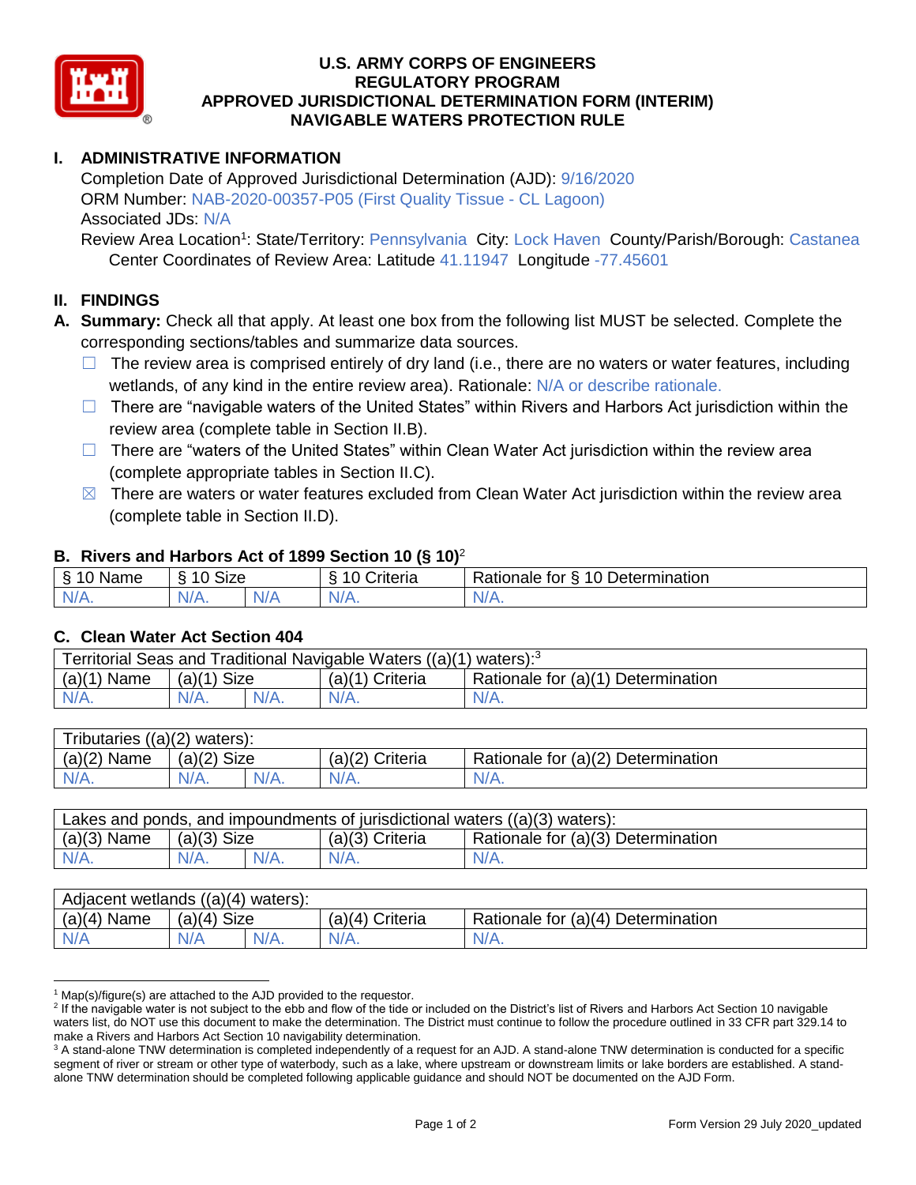# U.S. ARMY CORPS OF ENGINEERS
## REGULATORY PROGRAM
## APPROVED JURISDICTIONAL DETERMINATION FORM (INTERIM)
## NAVIGABLE WATERS PROTECTION RULE

## I. ADMINISTRATIVE INFORMATION

Completion Date of Approved Jurisdictional Determination (AJD): 9/16/2020
ORM Number: NAB-2020-00357-P05 (First Quality Tissue - CL Lagoon)
Associated JDs: N/A
Review Area Location[1]: State/Territory: Pennsylvania City: Lock Haven County/Parish/Borough: Castanea
Center Coordinates of Review Area: Latitude 41.11947 Longitude -77.45601

## II. FINDINGS

**A. Summary:** Check all that apply. At least one box from the following list MUST be selected. Complete the corresponding sections/tables and summarize data sources.

- ☐ The review area is comprised entirely of dry land (i.e., there are no waters or water features, including wetlands, of any kind in the entire review area). Rationale: N/A or describe rationale.
- ☐ There are "navigable waters of the United States" within Rivers and Harbors Act jurisdiction within the review area (complete table in Section II.B).
- ☐ There are "waters of the United States" within Clean Water Act jurisdiction within the review area (complete appropriate tables in Section II.C).
- ☒ There are waters or water features excluded from Clean Water Act jurisdiction within the review area (complete table in Section II.D).

### B. Rivers and Harbors Act of 1899 Section 10 (§ 10)[2]

| § 10 Name | § 10 Size | | § 10 Criteria | Rationale for § 10 Determination |
|---|---|---|---|---|
| N/A. | N/A. | N/A | N/A. | N/A. |

### C. Clean Water Act Section 404

| Territorial Seas and Traditional Navigable Waters ((a)(1) waters):[3] | | | | |
|---|---|---|---|---|
| (a)(1) Name | (a)(1) Size | | (a)(1) Criteria | Rationale for (a)(1) Determination |
| N/A. | N/A. | N/A. | N/A. | N/A. |

| Tributaries ((a)(2) waters): | | | | |
|---|---|---|---|---|
| (a)(2) Name | (a)(2) Size | | (a)(2) Criteria | Rationale for (a)(2) Determination |
| N/A. | N/A. | N/A. | N/A. | N/A. |

| Lakes and ponds, and impoundments of jurisdictional waters ((a)(3) waters): | | | | |
|---|---|---|---|---|
| (a)(3) Name | (a)(3) Size | | (a)(3) Criteria | Rationale for (a)(3) Determination |
| N/A. | N/A. | N/A. | N/A. | N/A. |

| Adjacent wetlands ((a)(4) waters): | | | | |
|---|---|---|---|---|
| (a)(4) Name | (a)(4) Size | | (a)(4) Criteria | Rationale for (a)(4) Determination |
| N/A | N/A | N/A. | N/A. | N/A. |

---

[1] Map(s)/figure(s) are attached to the AJD provided to the requestor.

[2] If the navigable water is not subject to the ebb and flow of the tide or included on the District's list of Rivers and Harbors Act Section 10 navigable waters list, do NOT use this document to make the determination. The District must continue to follow the procedure outlined in 33 CFR part 329.14 to make a Rivers and Harbors Act Section 10 navigability determination.

[3] A stand-alone TNW determination is completed independently of a request for an AJD. A stand-alone TNW determination is conducted for a specific segment of river or stream or other type of waterbody, such as a lake, where upstream or downstream limits or lake borders are established. A stand-alone TNW determination should be completed following applicable guidance and should NOT be documented on the AJD Form.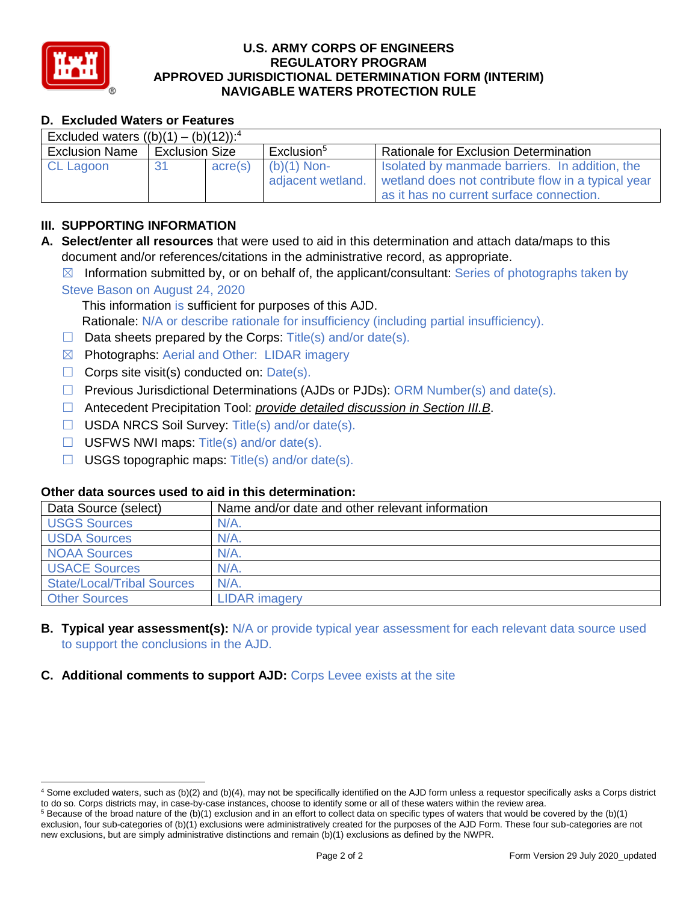# U.S. ARMY CORPS OF ENGINEERS
# REGULATORY PROGRAM
# APPROVED JURISDICTIONAL DETERMINATION FORM (INTERIM)
# NAVIGABLE WATERS PROTECTION RULE

## D. Excluded Waters or Features

Excluded waters ((b)(1) – (b)(12)):[4]

| Exclusion Name | Exclusion Size | | Exclusion[5] | Rationale for Exclusion Determination |
|---|---|---|---|---|
| CL Lagoon | 31 | acre(s) | (b)(1) Non-adjacent wetland. | Isolated by manmade barriers. In addition, the wetland does not contribute flow in a typical year as it has no current surface connection. |

## III. SUPPORTING INFORMATION

**A. Select/enter all resources** that were used to aid in this determination and attach data/maps to this document and/or references/citations in the administrative record, as appropriate.

☒ Information submitted by, or on behalf of, the applicant/consultant: Series of photographs taken by Steve Bason on August 24, 2020
This information is sufficient for purposes of this AJD.
Rationale: N/A or describe rationale for insufficiency (including partial insufficiency).

☐ Data sheets prepared by the Corps: Title(s) and/or date(s).

☒ Photographs: Aerial and Other: LIDAR imagery

☐ Corps site visit(s) conducted on: Date(s).

☐ Previous Jurisdictional Determinations (AJDs or PJDs): ORM Number(s) and date(s).

☐ Antecedent Precipitation Tool: *provide detailed discussion in Section III.B*.

☐ USDA NRCS Soil Survey: Title(s) and/or date(s).

☐ USFWS NWI maps: Title(s) and/or date(s).

☐ USGS topographic maps: Title(s) and/or date(s).

### Other data sources used to aid in this determination:

| Data Source (select) | Name and/or date and other relevant information |
|---|---|
| USGS Sources | N/A. |
| USDA Sources | N/A. |
| NOAA Sources | N/A. |
| USACE Sources | N/A. |
| State/Local/Tribal Sources | N/A. |
| Other Sources | LIDAR imagery |

**B. Typical year assessment(s):** N/A or provide typical year assessment for each relevant data source used to support the conclusions in the AJD.

**C. Additional comments to support AJD:** Corps Levee exists at the site

---

[4] Some excluded waters, such as (b)(2) and (b)(4), may not be specifically identified on the AJD form unless a requestor specifically asks a Corps district to do so. Corps districts may, in case-by-case instances, choose to identify some or all of these waters within the review area.

[5] Because of the broad nature of the (b)(1) exclusion and in an effort to collect data on specific types of waters that would be covered by the (b)(1) exclusion, four sub-categories of (b)(1) exclusions were administratively created for the purposes of the AJD Form. These four sub-categories are not new exclusions, but are simply administrative distinctions and remain (b)(1) exclusions as defined by the NWPR.

Form Version 29 July 2020_updated